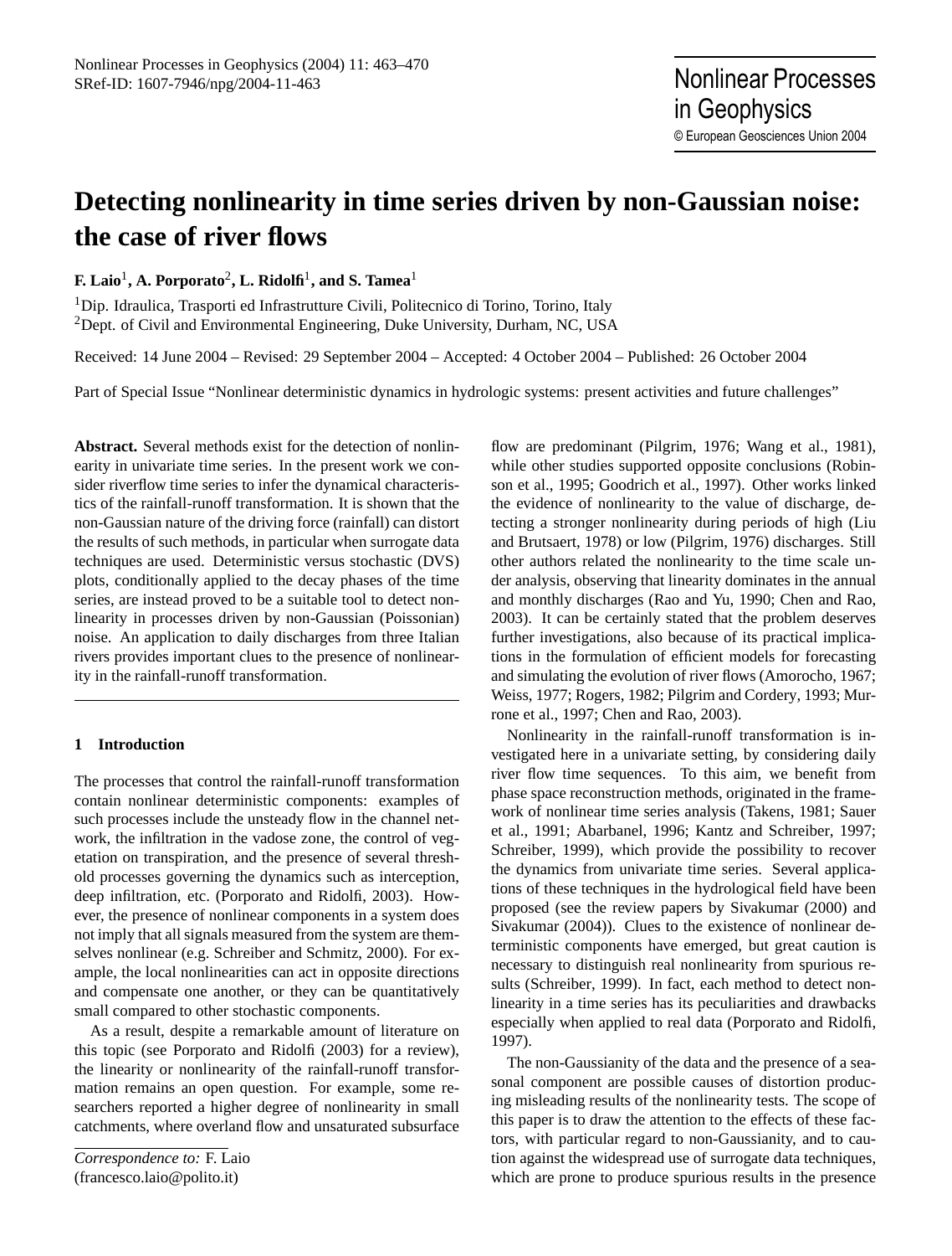# Detecting nonlinearity in time series driven by non-Gaussian noise: the case of river flows

**F. Laio**[1], **A. Porporato**[2], **L. Ridolfi**[1], **and S. Tamea**[1]

[1]Dip. Idraulica, Trasporti ed Infrastrutture Civili, Politecnico di Torino, Torino, Italy
[2]Dept. of Civil and Environmental Engineering, Duke University, Durham, NC, USA

Received: 14 June 2004 – Revised: 29 September 2004 – Accepted: 4 October 2004 – Published: 26 October 2004

Part of Special Issue "Nonlinear deterministic dynamics in hydrologic systems: present activities and future challenges"

**Abstract.** Several methods exist for the detection of nonlinearity in univariate time series. In the present work we consider riverflow time series to infer the dynamical characteristics of the rainfall-runoff transformation. It is shown that the non-Gaussian nature of the driving force (rainfall) can distort the results of such methods, in particular when surrogate data techniques are used. Deterministic versus stochastic (DVS) plots, conditionally applied to the decay phases of the time series, are instead proved to be a suitable tool to detect nonlinearity in processes driven by non-Gaussian (Poissonian) noise. An application to daily discharges from three Italian rivers provides important clues to the presence of nonlinearity in the rainfall-runoff transformation.

## 1 Introduction

The processes that control the rainfall-runoff transformation contain nonlinear deterministic components: examples of such processes include the unsteady flow in the channel network, the infiltration in the vadose zone, the control of vegetation on transpiration, and the presence of several threshold processes governing the dynamics such as interception, deep infiltration, etc. (Porporato and Ridolfi, 2003). However, the presence of nonlinear components in a system does not imply that all signals measured from the system are themselves nonlinear (e.g. Schreiber and Schmitz, 2000). For example, the local nonlinearities can act in opposite directions and compensate one another, or they can be quantitatively small compared to other stochastic components.

As a result, despite a remarkable amount of literature on this topic (see Porporato and Ridolfi (2003) for a review), the linearity or nonlinearity of the rainfall-runoff transformation remains an open question. For example, some researchers reported a higher degree of nonlinearity in small catchments, where overland flow and unsaturated subsurface flow are predominant (Pilgrim, 1976; Wang et al., 1981), while other studies supported opposite conclusions (Robinson et al., 1995; Goodrich et al., 1997). Other works linked the evidence of nonlinearity to the value of discharge, detecting a stronger nonlinearity during periods of high (Liu and Brutsaert, 1978) or low (Pilgrim, 1976) discharges. Still other authors related the nonlinearity to the time scale under analysis, observing that linearity dominates in the annual and monthly discharges (Rao and Yu, 1990; Chen and Rao, 2003). It can be certainly stated that the problem deserves further investigations, also because of its practical implications in the formulation of efficient models for forecasting and simulating the evolution of river flows (Amorocho, 1967; Weiss, 1977; Rogers, 1982; Pilgrim and Cordery, 1993; Murrone et al., 1997; Chen and Rao, 2003).

Nonlinearity in the rainfall-runoff transformation is investigated here in a univariate setting, by considering daily river flow time sequences. To this aim, we benefit from phase space reconstruction methods, originated in the framework of nonlinear time series analysis (Takens, 1981; Sauer et al., 1991; Abarbanel, 1996; Kantz and Schreiber, 1997; Schreiber, 1999), which provide the possibility to recover the dynamics from univariate time series. Several applications of these techniques in the hydrological field have been proposed (see the review papers by Sivakumar (2000) and Sivakumar (2004)). Clues to the existence of nonlinear deterministic components have emerged, but great caution is necessary to distinguish real nonlinearity from spurious results (Schreiber, 1999). In fact, each method to detect nonlinearity in a time series has its peculiarities and drawbacks especially when applied to real data (Porporato and Ridolfi, 1997).

The non-Gaussianity of the data and the presence of a seasonal component are possible causes of distortion producing misleading results of the nonlinearity tests. The scope of this paper is to draw the attention to the effects of these factors, with particular regard to non-Gaussianity, and to caution against the widespread use of surrogate data techniques, which are prone to produce spurious results in the presence

*Correspondence to:* F. Laio
(francesco.laio@polito.it)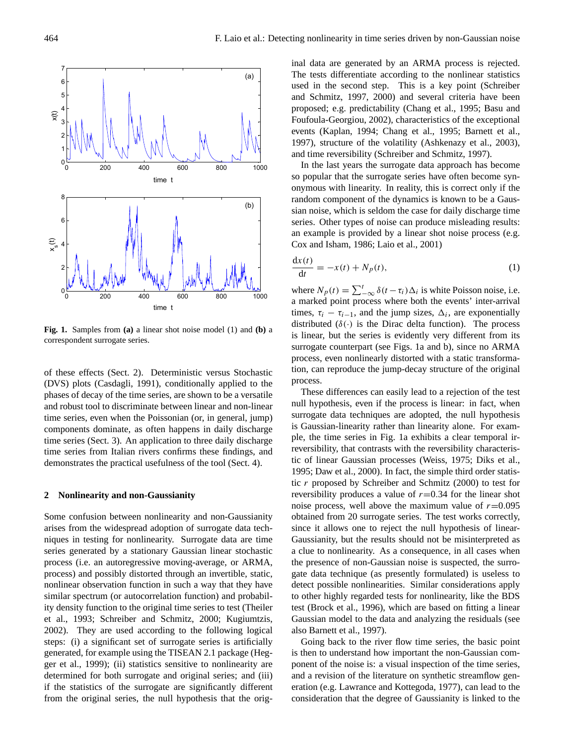Fig. 1. Samples from **(a)** a linear shot noise model (1) and **(b)** a correspondent surrogate series.

of these effects (Sect. 2). Deterministic versus Stochastic (DVS) plots (Casdagli, 1991), conditionally applied to the phases of decay of the time series, are shown to be a versatile and robust tool to discriminate between linear and non-linear time series, even when the Poissonian (or, in general, jump) components dominate, as often happens in daily discharge time series (Sect. 3). An application to three daily discharge time series from Italian rivers confirms these findings, and demonstrates the practical usefulness of the tool (Sect. 4).

## 2 Nonlinearity and non-Gaussianity

Some confusion between nonlinearity and non-Gaussianity arises from the widespread adoption of surrogate data techniques in testing for nonlinearity. Surrogate data are time series generated by a stationary Gaussian linear stochastic process (i.e. an autoregressive moving-average, or ARMA, process) and possibly distorted through an invertible, static, nonlinear observation function in such a way that they have similar spectrum (or autocorrelation function) and probability density function to the original time series to test (Theiler et al., 1993; Schreiber and Schmitz, 2000; Kugiumtzis, 2002). They are used according to the following logical steps: (i) a significant set of surrogate series is artificially generated, for example using the TISEAN 2.1 package (Hegger et al., 1999); (ii) statistics sensitive to nonlinearity are determined for both surrogate and original series; and (iii) if the statistics of the surrogate are significantly different from the original series, the null hypothesis that the original data are generated by an ARMA process is rejected. The tests differentiate according to the nonlinear statistics used in the second step. This is a key point (Schreiber and Schmitz, 1997, 2000) and several criteria have been proposed; e.g. predictability (Chang et al., 1995; Basu and Foufoula-Georgiou, 2002), characteristics of the exceptional events (Kaplan, 1994; Chang et al., 1995; Barnett et al., 1997), structure of the volatility (Ashkenazy et al., 2003), and time reversibility (Schreiber and Schmitz, 1997).

In the last years the surrogate data approach has become so popular that the surrogate series have often become synonymous with linearity. In reality, this is correct only if the random component of the dynamics is known to be a Gaussian noise, which is seldom the case for daily discharge time series. Other types of noise can produce misleading results: an example is provided by a linear shot noise process (e.g. Cox and Isham, 1986; Laio et al., 2001)

$$\frac{\mathrm{d}x(t)}{\mathrm{d}t} = -x(t) + N_p(t), \tag{1}$$

where $N_p(t) = \sum_{-\infty}^{t} \delta(t-\tau_i)\Delta_i$ is white Poisson noise, i.e. a marked point process where both the events' inter-arrival times, $\tau_i - \tau_{i-1}$, and the jump sizes, $\Delta_i$, are exponentially distributed ($\delta(\cdot)$ is the Dirac delta function). The process is linear, but the series is evidently very different from its surrogate counterpart (see Figs. 1a and b), since no ARMA process, even nonlinearly distorted with a static transformation, can reproduce the jump-decay structure of the original process.

These differences can easily lead to a rejection of the test null hypothesis, even if the process is linear: in fact, when surrogate data techniques are adopted, the null hypothesis is Gaussian-linearity rather than linearity alone. For example, the time series in Fig. 1a exhibits a clear temporal irreversibility, that contrasts with the reversibility characteristic of linear Gaussian processes (Weiss, 1975; Diks et al., 1995; Daw et al., 2000). In fact, the simple third order statistic $r$ proposed by Schreiber and Schmitz (2000) to test for reversibility produces a value of $r$=0.34 for the linear shot noise process, well above the maximum value of $r$=0.095 obtained from 20 surrogate series. The test works correctly, since it allows one to reject the null hypothesis of linear-Gaussianity, but the results should not be misinterpreted as a clue to nonlinearity. As a consequence, in all cases when the presence of non-Gaussian noise is suspected, the surrogate data technique (as presently formulated) is useless to detect possible nonlinearities. Similar considerations apply to other highly regarded tests for nonlinearity, like the BDS test (Brock et al., 1996), which are based on fitting a linear Gaussian model to the data and analyzing the residuals (see also Barnett et al., 1997).

Going back to the river flow time series, the basic point is then to understand how important the non-Gaussian component of the noise is: a visual inspection of the time series, and a revision of the literature on synthetic streamflow generation (e.g. Lawrance and Kottegoda, 1977), can lead to the consideration that the degree of Gaussianity is linked to the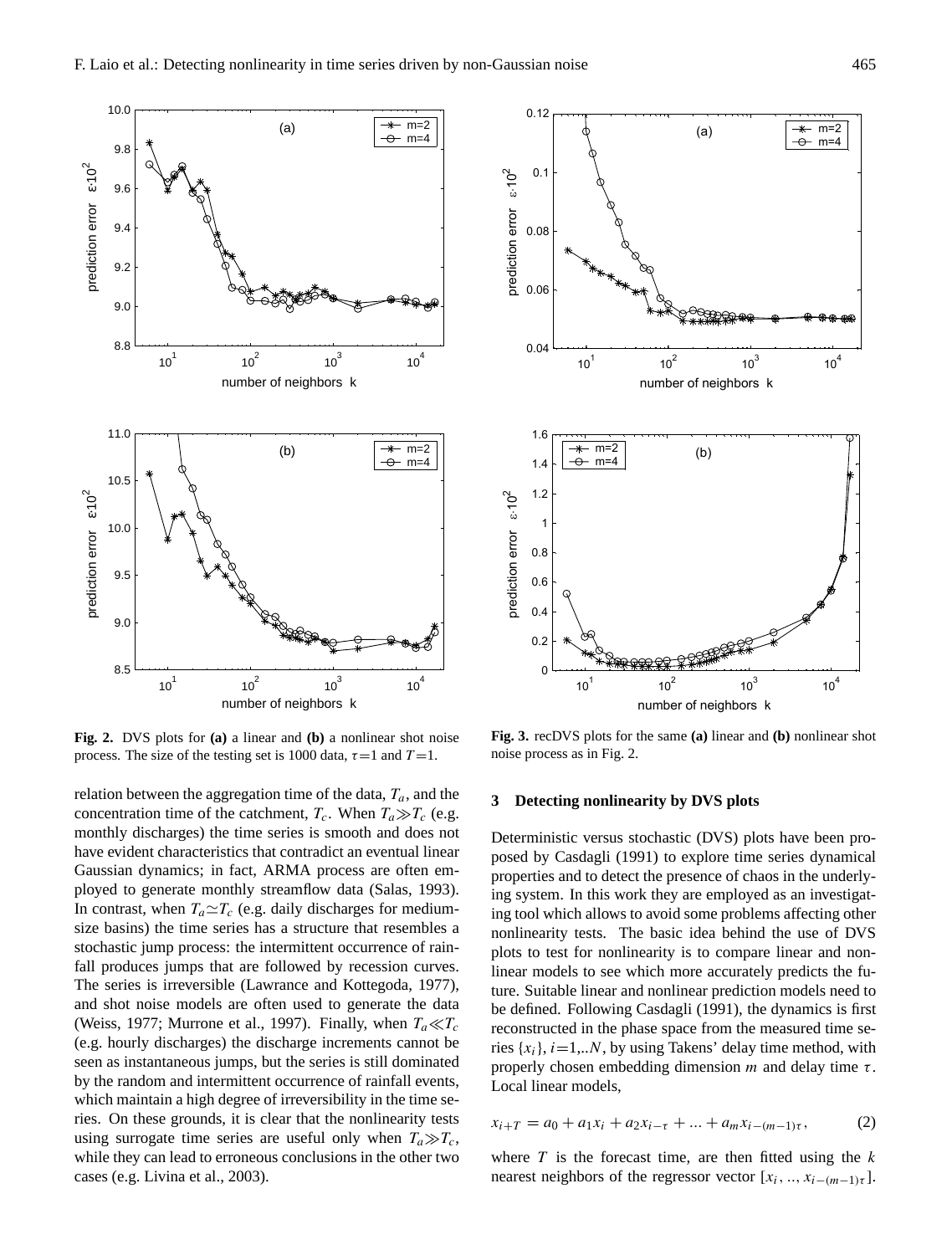**Fig. 2.** DVS plots for **(a)** a linear and **(b)** a nonlinear shot noise process. The size of the testing set is 1000 data, $\tau=1$ and $T=1$.

**Fig. 3.** recDVS plots for the same **(a)** linear and **(b)** nonlinear shot noise process as in Fig. 2.

relation between the aggregation time of the data, $T_a$, and the concentration time of the catchment, $T_c$. When $T_a \gg T_c$ (e.g. monthly discharges) the time series is smooth and does not have evident characteristics that contradict an eventual linear Gaussian dynamics; in fact, ARMA process are often employed to generate monthly streamflow data (Salas, 1993). In contrast, when $T_a \simeq T_c$ (e.g. daily discharges for medium-size basins) the time series has a structure that resembles a stochastic jump process: the intermittent occurrence of rainfall produces jumps that are followed by recession curves. The series is irreversible (Lawrance and Kottegoda, 1977), and shot noise models are often used to generate the data (Weiss, 1977; Murrone et al., 1997). Finally, when $T_a \ll T_c$ (e.g. hourly discharges) the discharge increments cannot be seen as instantaneous jumps, but the series is still dominated by the random and intermittent occurrence of rainfall events, which maintain a high degree of irreversibility in the time series. On these grounds, it is clear that the nonlinearity tests using surrogate time series are useful only when $T_a \gg T_c$, while they can lead to erroneous conclusions in the other two cases (e.g. Livina et al., 2003).

## 3 Detecting nonlinearity by DVS plots

Deterministic versus stochastic (DVS) plots have been proposed by Casdagli (1991) to explore time series dynamical properties and to detect the presence of chaos in the underlying system. In this work they are employed as an investigating tool which allows to avoid some problems affecting other nonlinearity tests. The basic idea behind the use of DVS plots to test for nonlinearity is to compare linear and nonlinear models to see which more accurately predicts the future. Suitable linear and nonlinear prediction models need to be defined. Following Casdagli (1991), the dynamics is first reconstructed in the phase space from the measured time series $\{x_i\}$, $i=1,..N$, by using Takens' delay time method, with properly chosen embedding dimension $m$ and delay time $\tau$. Local linear models,

$$x_{i+T} = a_0 + a_1 x_i + a_2 x_{i-\tau} + ... + a_m x_{i-(m-1)\tau}, \qquad (2)$$

where $T$ is the forecast time, are then fitted using the $k$ nearest neighbors of the regressor vector $[x_i, .., x_{i-(m-1)\tau}]$.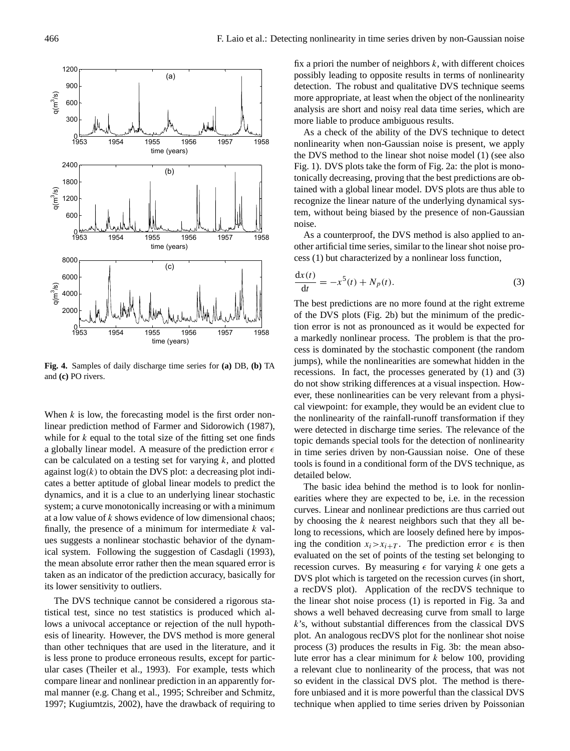**Fig. 4.** Samples of daily discharge time series for **(a)** DB, **(b)** TA and **(c)** PO rivers.

When $k$ is low, the forecasting model is the first order nonlinear prediction method of Farmer and Sidorowich (1987), while for $k$ equal to the total size of the fitting set one finds a globally linear model. A measure of the prediction error $\epsilon$ can be calculated on a testing set for varying $k$, and plotted against $\log(k)$ to obtain the DVS plot: a decreasing plot indicates a better aptitude of global linear models to predict the dynamics, and it is a clue to an underlying linear stochastic system; a curve monotonically increasing or with a minimum at a low value of $k$ shows evidence of low dimensional chaos; finally, the presence of a minimum for intermediate $k$ values suggests a nonlinear stochastic behavior of the dynamical system. Following the suggestion of Casdagli (1993), the mean absolute error rather then the mean squared error is taken as an indicator of the prediction accuracy, basically for its lower sensitivity to outliers.

The DVS technique cannot be considered a rigorous statistical test, since no test statistics is produced which allows a univocal acceptance or rejection of the null hypothesis of linearity. However, the DVS method is more general than other techniques that are used in the literature, and it is less prone to produce erroneous results, except for particular cases (Theiler et al., 1993). For example, tests which compare linear and nonlinear prediction in an apparently formal manner (e.g. Chang et al., 1995; Schreiber and Schmitz, 1997; Kugiumtzis, 2002), have the drawback of requiring to fix a priori the number of neighbors $k$, with different choices possibly leading to opposite results in terms of nonlinearity detection. The robust and qualitative DVS technique seems more appropriate, at least when the object of the nonlinearity analysis are short and noisy real data time series, which are more liable to produce ambiguous results.

As a check of the ability of the DVS technique to detect nonlinearity when non-Gaussian noise is present, we apply the DVS method to the linear shot noise model (1) (see also Fig. 1). DVS plots take the form of Fig. 2a: the plot is monotonically decreasing, proving that the best predictions are obtained with a global linear model. DVS plots are thus able to recognize the linear nature of the underlying dynamical system, without being biased by the presence of non-Gaussian noise.

As a counterproof, the DVS method is also applied to another artificial time series, similar to the linear shot noise process (1) but characterized by a nonlinear loss function,

$$\frac{\mathrm{d}x(t)}{\mathrm{d}t} = -x^5(t) + N_p(t). \tag{3}$$

The best predictions are no more found at the right extreme of the DVS plots (Fig. 2b) but the minimum of the prediction error is not as pronounced as it would be expected for a markedly nonlinear process. The problem is that the process is dominated by the stochastic component (the random jumps), while the nonlinearities are somewhat hidden in the recessions. In fact, the processes generated by (1) and (3) do not show striking differences at a visual inspection. However, these nonlinearities can be very relevant from a physical viewpoint: for example, they would be an evident clue to the nonlinearity of the rainfall-runoff transformation if they were detected in discharge time series. The relevance of the topic demands special tools for the detection of nonlinearity in time series driven by non-Gaussian noise. One of these tools is found in a conditional form of the DVS technique, as detailed below.

The basic idea behind the method is to look for nonlinearities where they are expected to be, i.e. in the recession curves. Linear and nonlinear predictions are thus carried out by choosing the $k$ nearest neighbors such that they all belong to recessions, which are loosely defined here by imposing the condition $x_i > x_{i+T}$. The prediction error $\epsilon$ is then evaluated on the set of points of the testing set belonging to recession curves. By measuring $\epsilon$ for varying $k$ one gets a DVS plot which is targeted on the recession curves (in short, a recDVS plot). Application of the recDVS technique to the linear shot noise process (1) is reported in Fig. 3a and shows a well behaved decreasing curve from small to large $k$'s, without substantial differences from the classical DVS plot. An analogous recDVS plot for the nonlinear shot noise process (3) produces the results in Fig. 3b: the mean absolute error has a clear minimum for $k$ below 100, providing a relevant clue to nonlinearity of the process, that was not so evident in the classical DVS plot. The method is therefore unbiased and it is more powerful than the classical DVS technique when applied to time series driven by Poissonian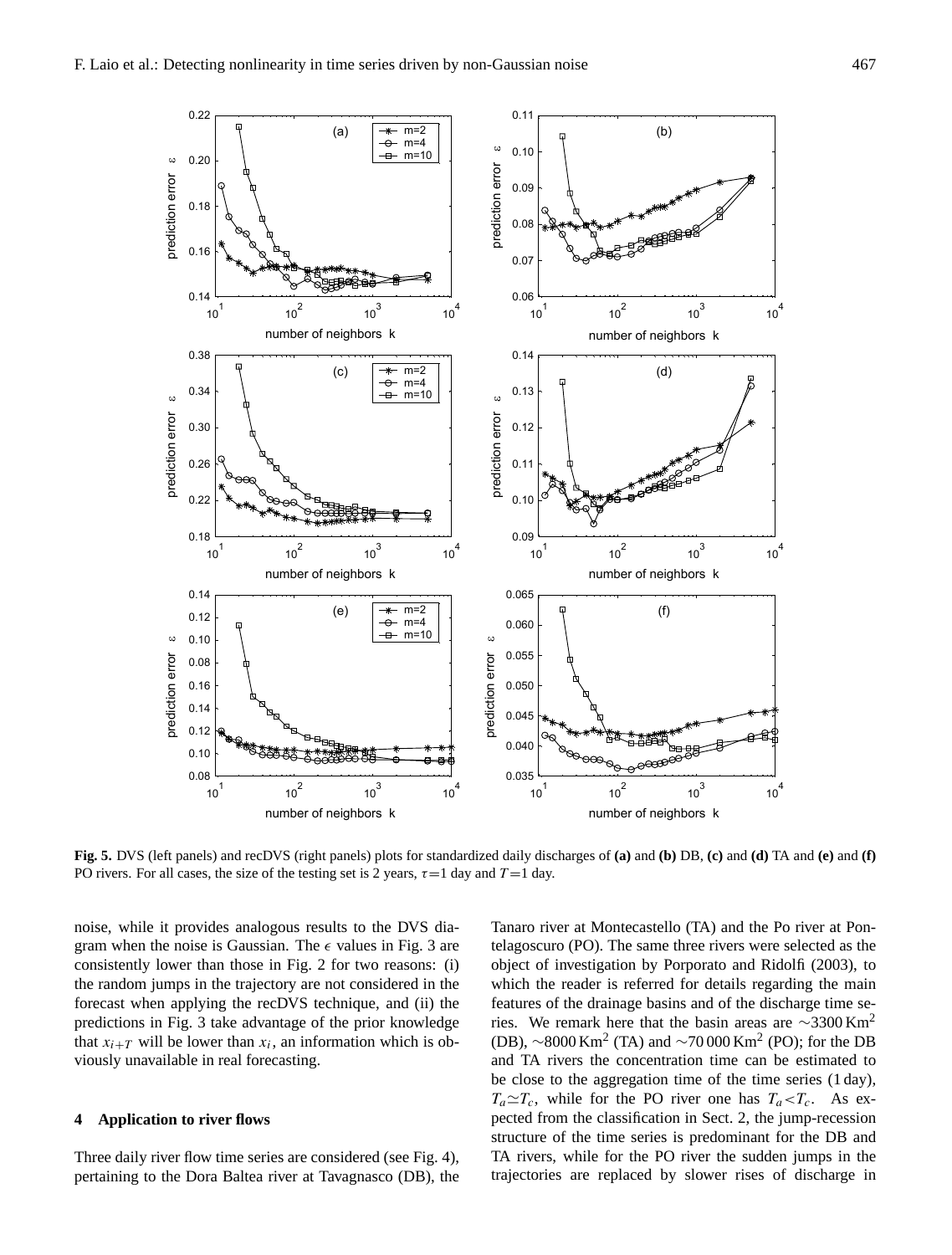**Fig. 5.** DVS (left panels) and recDVS (right panels) plots for standardized daily discharges of **(a)** and **(b)** DB, **(c)** and **(d)** TA and **(e)** and **(f)** PO rivers. For all cases, the size of the testing set is 2 years, $\tau$=1 day and $T$=1 day.

noise, while it provides analogous results to the DVS diagram when the noise is Gaussian. The $\epsilon$ values in Fig. 3 are consistently lower than those in Fig. 2 for two reasons: (i) the random jumps in the trajectory are not considered in the forecast when applying the recDVS technique, and (ii) the predictions in Fig. 3 take advantage of the prior knowledge that $x_{i+T}$ will be lower than $x_i$, an information which is obviously unavailable in real forecasting.

## 4 Application to river flows

Three daily river flow time series are considered (see Fig. 4), pertaining to the Dora Baltea river at Tavagnasco (DB), the Tanaro river at Montecastello (TA) and the Po river at Pontelagoscuro (PO). The same three rivers were selected as the object of investigation by Porporato and Ridolfi (2003), to which the reader is referred for details regarding the main features of the drainage basins and of the discharge time series. We remark here that the basin areas are $\sim$3300 Km$^2$ (DB), $\sim$8000 Km$^2$ (TA) and $\sim$70 000 Km$^2$ (PO); for the DB and TA rivers the concentration time can be estimated to be close to the aggregation time of the time series (1 day), $T_a \simeq T_c$, while for the PO river one has $T_a < T_c$. As expected from the classification in Sect. 2, the jump-recession structure of the time series is predominant for the DB and TA rivers, while for the PO river the sudden jumps in the trajectories are replaced by slower rises of discharge in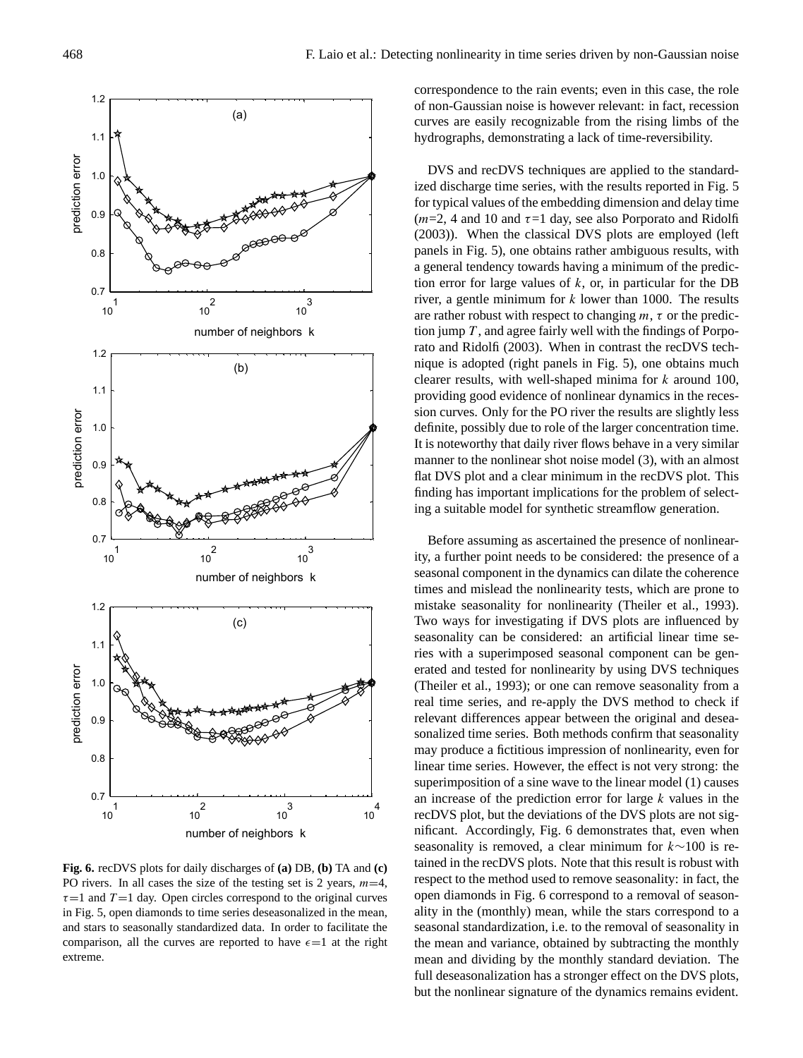**Fig. 6.** recDVS plots for daily discharges of **(a)** DB, **(b)** TA and **(c)** PO rivers. In all cases the size of the testing set is 2 years, $m$=4, $\tau$=1 and $T$=1 day. Open circles correspond to the original curves in Fig. 5, open diamonds to time series deseasonalized in the mean, and stars to seasonally standardized data. In order to facilitate the comparison, all the curves are reported to have $\epsilon$=1 at the right extreme.

correspondence to the rain events; even in this case, the role of non-Gaussian noise is however relevant: in fact, recession curves are easily recognizable from the rising limbs of the hydrographs, demonstrating a lack of time-reversibility.

DVS and recDVS techniques are applied to the standardized discharge time series, with the results reported in Fig. 5 for typical values of the embedding dimension and delay time ($m$=2, 4 and 10 and $\tau$=1 day, see also Porporato and Ridolfi (2003)). When the classical DVS plots are employed (left panels in Fig. 5), one obtains rather ambiguous results, with a general tendency towards having a minimum of the prediction error for large values of $k$, or, in particular for the DB river, a gentle minimum for $k$ lower than 1000. The results are rather robust with respect to changing $m$, $\tau$ or the prediction jump $T$, and agree fairly well with the findings of Porporato and Ridolfi (2003). When in contrast the recDVS technique is adopted (right panels in Fig. 5), one obtains much clearer results, with well-shaped minima for $k$ around 100, providing good evidence of nonlinear dynamics in the recession curves. Only for the PO river the results are slightly less definite, possibly due to role of the larger concentration time. It is noteworthy that daily river flows behave in a very similar manner to the nonlinear shot noise model (3), with an almost flat DVS plot and a clear minimum in the recDVS plot. This finding has important implications for the problem of selecting a suitable model for synthetic streamflow generation.

Before assuming as ascertained the presence of nonlinearity, a further point needs to be considered: the presence of a seasonal component in the dynamics can dilate the coherence times and mislead the nonlinearity tests, which are prone to mistake seasonality for nonlinearity (Theiler et al., 1993). Two ways for investigating if DVS plots are influenced by seasonality can be considered: an artificial linear time series with a superimposed seasonal component can be generated and tested for nonlinearity by using DVS techniques (Theiler et al., 1993); or one can remove seasonality from a real time series, and re-apply the DVS method to check if relevant differences appear between the original and deseasonalized time series. Both methods confirm that seasonality may produce a fictitious impression of nonlinearity, even for linear time series. However, the effect is not very strong: the superimposition of a sine wave to the linear model (1) causes an increase of the prediction error for large $k$ values in the recDVS plot, but the deviations of the DVS plots are not significant. Accordingly, Fig. 6 demonstrates that, even when seasonality is removed, a clear minimum for $k\sim100$ is retained in the recDVS plots. Note that this result is robust with respect to the method used to remove seasonality: in fact, the open diamonds in Fig. 6 correspond to a removal of seasonality in the (monthly) mean, while the stars correspond to a seasonal standardization, i.e. to the removal of seasonality in the mean and variance, obtained by subtracting the monthly mean and dividing by the monthly standard deviation. The full deseasonalization has a stronger effect on the DVS plots, but the nonlinear signature of the dynamics remains evident.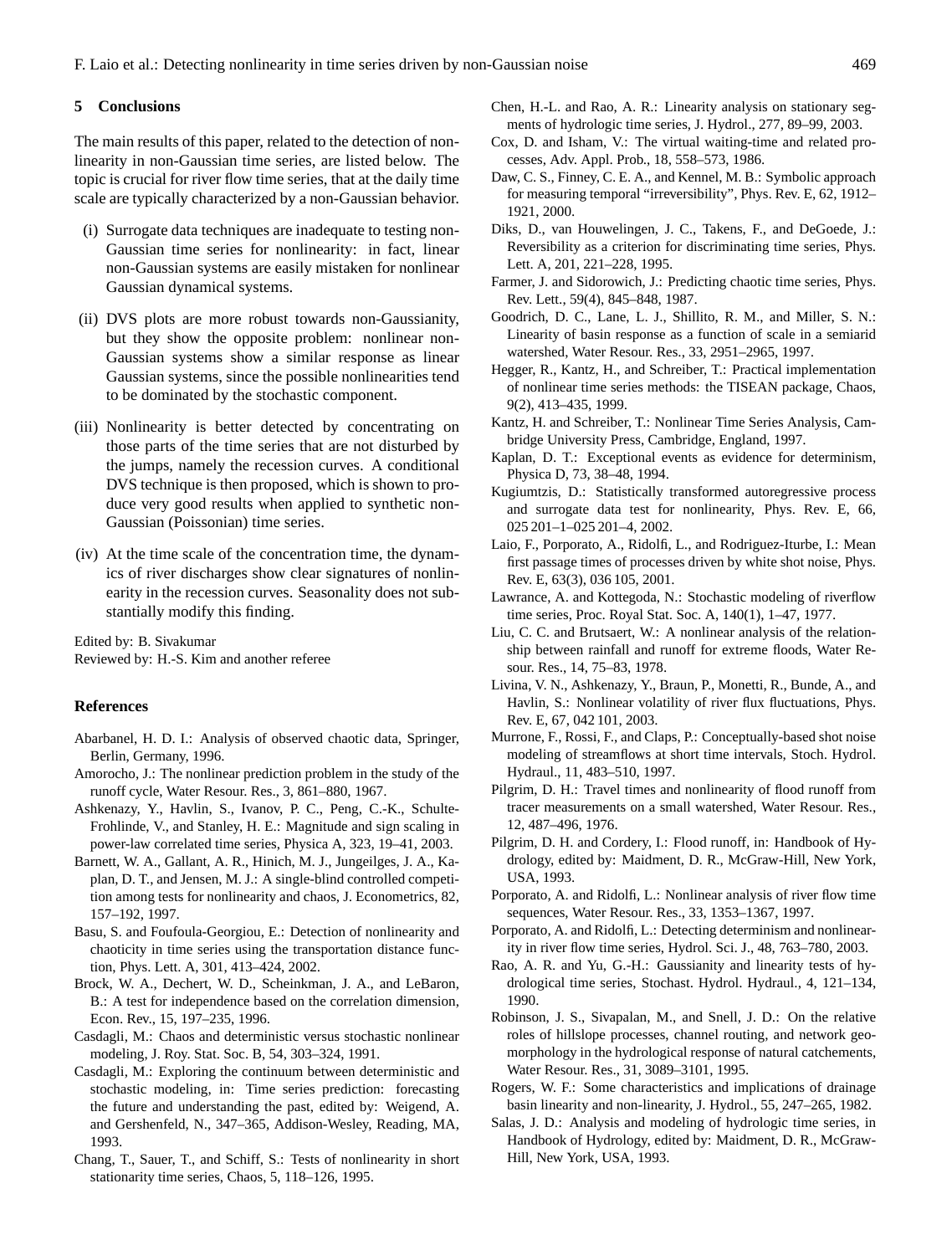## 5 Conclusions

The main results of this paper, related to the detection of nonlinearity in non-Gaussian time series, are listed below. The topic is crucial for river flow time series, that at the daily time scale are typically characterized by a non-Gaussian behavior.

(i) Surrogate data techniques are inadequate to testing non-Gaussian time series for nonlinearity: in fact, linear non-Gaussian systems are easily mistaken for nonlinear Gaussian dynamical systems.

(ii) DVS plots are more robust towards non-Gaussianity, but they show the opposite problem: nonlinear non-Gaussian systems show a similar response as linear Gaussian systems, since the possible nonlinearities tend to be dominated by the stochastic component.

(iii) Nonlinearity is better detected by concentrating on those parts of the time series that are not disturbed by the jumps, namely the recession curves. A conditional DVS technique is then proposed, which is shown to produce very good results when applied to synthetic non-Gaussian (Poissonian) time series.

(iv) At the time scale of the concentration time, the dynamics of river discharges show clear signatures of nonlinearity in the recession curves. Seasonality does not substantially modify this finding.

Edited by: B. Sivakumar
Reviewed by: H.-S. Kim and another referee

## References

Abarbanel, H. D. I.: Analysis of observed chaotic data, Springer, Berlin, Germany, 1996.

Amorocho, J.: The nonlinear prediction problem in the study of the runoff cycle, Water Resour. Res., 3, 861–880, 1967.

Ashkenazy, Y., Havlin, S., Ivanov, P. C., Peng, C.-K., Schulte-Frohlinde, V., and Stanley, H. E.: Magnitude and sign scaling in power-law correlated time series, Physica A, 323, 19–41, 2003.

Barnett, W. A., Gallant, A. R., Hinich, M. J., Jungeilges, J. A., Kaplan, D. T., and Jensen, M. J.: A single-blind controlled competition among tests for nonlinearity and chaos, J. Econometrics, 82, 157–192, 1997.

Basu, S. and Foufoula-Georgiou, E.: Detection of nonlinearity and chaoticity in time series using the transportation distance function, Phys. Lett. A, 301, 413–424, 2002.

Brock, W. A., Dechert, W. D., Scheinkman, J. A., and LeBaron, B.: A test for independence based on the correlation dimension, Econ. Rev., 15, 197–235, 1996.

Casdagli, M.: Chaos and deterministic versus stochastic nonlinear modeling, J. Roy. Stat. Soc. B, 54, 303–324, 1991.

Casdagli, M.: Exploring the continuum between deterministic and stochastic modeling, in: Time series prediction: forecasting the future and understanding the past, edited by: Weigend, A. and Gershenfeld, N., 347–365, Addison-Wesley, Reading, MA, 1993.

Chang, T., Sauer, T., and Schiff, S.: Tests of nonlinearity in short stationarity time series, Chaos, 5, 118–126, 1995.

Chen, H.-L. and Rao, A. R.: Linearity analysis on stationary segments of hydrologic time series, J. Hydrol., 277, 89–99, 2003.

Cox, D. and Isham, V.: The virtual waiting-time and related processes, Adv. Appl. Prob., 18, 558–573, 1986.

Daw, C. S., Finney, C. E. A., and Kennel, M. B.: Symbolic approach for measuring temporal "irreversibility", Phys. Rev. E, 62, 1912–1921, 2000.

Diks, D., van Houwelingen, J. C., Takens, F., and DeGoede, J.: Reversibility as a criterion for discriminating time series, Phys. Lett. A, 201, 221–228, 1995.

Farmer, J. and Sidorowich, J.: Predicting chaotic time series, Phys. Rev. Lett., 59(4), 845–848, 1987.

Goodrich, D. C., Lane, L. J., Shillito, R. M., and Miller, S. N.: Linearity of basin response as a function of scale in a semiarid watershed, Water Resour. Res., 33, 2951–2965, 1997.

Hegger, R., Kantz, H., and Schreiber, T.: Practical implementation of nonlinear time series methods: the TISEAN package, Chaos, 9(2), 413–435, 1999.

Kantz, H. and Schreiber, T.: Nonlinear Time Series Analysis, Cambridge University Press, Cambridge, England, 1997.

Kaplan, D. T.: Exceptional events as evidence for determinism, Physica D, 73, 38–48, 1994.

Kugiumtzis, D.: Statistically transformed autoregressive process and surrogate data test for nonlinearity, Phys. Rev. E, 66, 025 201–1–025 201–4, 2002.

Laio, F., Porporato, A., Ridolfi, L., and Rodriguez-Iturbe, I.: Mean first passage times of processes driven by white shot noise, Phys. Rev. E, 63(3), 036 105, 2001.

Lawrance, A. and Kottegoda, N.: Stochastic modeling of riverflow time series, Proc. Royal Stat. Soc. A, 140(1), 1–47, 1977.

Liu, C. C. and Brutsaert, W.: A nonlinear analysis of the relationship between rainfall and runoff for extreme floods, Water Resour. Res., 14, 75–83, 1978.

Livina, V. N., Ashkenazy, Y., Braun, P., Monetti, R., Bunde, A., and Havlin, S.: Nonlinear volatility of river flux fluctuations, Phys. Rev. E, 67, 042 101, 2003.

Murrone, F., Rossi, F., and Claps, P.: Conceptually-based shot noise modeling of streamflows at short time intervals, Stoch. Hydrol. Hydraul., 11, 483–510, 1997.

Pilgrim, D. H.: Travel times and nonlinearity of flood runoff from tracer measurements on a small watershed, Water Resour. Res., 12, 487–496, 1976.

Pilgrim, D. H. and Cordery, I.: Flood runoff, in: Handbook of Hydrology, edited by: Maidment, D. R., McGraw-Hill, New York, USA, 1993.

Porporato, A. and Ridolfi, L.: Nonlinear analysis of river flow time sequences, Water Resour. Res., 33, 1353–1367, 1997.

Porporato, A. and Ridolfi, L.: Detecting determinism and nonlinearity in river flow time series, Hydrol. Sci. J., 48, 763–780, 2003.

Rao, A. R. and Yu, G.-H.: Gaussianity and linearity tests of hydrological time series, Stochast. Hydrol. Hydraul., 4, 121–134, 1990.

Robinson, J. S., Sivapalan, M., and Snell, J. D.: On the relative roles of hillslope processes, channel routing, and network geomorphology in the hydrological response of natural catchements, Water Resour. Res., 31, 3089–3101, 1995.

Rogers, W. F.: Some characteristics and implications of drainage basin linearity and non-linearity, J. Hydrol., 55, 247–265, 1982.

Salas, J. D.: Analysis and modeling of hydrologic time series, in Handbook of Hydrology, edited by: Maidment, D. R., McGraw-Hill, New York, USA, 1993.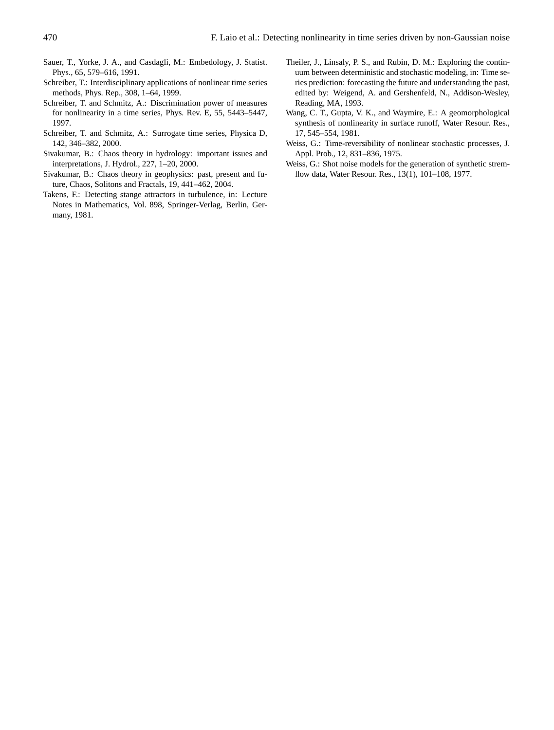Sauer, T., Yorke, J. A., and Casdagli, M.: Embedology, J. Statist. Phys., 65, 579–616, 1991.

Schreiber, T.: Interdisciplinary applications of nonlinear time series methods, Phys. Rep., 308, 1–64, 1999.

Schreiber, T. and Schmitz, A.: Discrimination power of measures for nonlinearity in a time series, Phys. Rev. E, 55, 5443–5447, 1997.

Schreiber, T. and Schmitz, A.: Surrogate time series, Physica D, 142, 346–382, 2000.

Sivakumar, B.: Chaos theory in hydrology: important issues and interpretations, J. Hydrol., 227, 1–20, 2000.

Sivakumar, B.: Chaos theory in geophysics: past, present and future, Chaos, Solitons and Fractals, 19, 441–462, 2004.

Takens, F.: Detecting stange attractors in turbulence, in: Lecture Notes in Mathematics, Vol. 898, Springer-Verlag, Berlin, Germany, 1981.

Theiler, J., Linsaly, P. S., and Rubin, D. M.: Exploring the continuum between deterministic and stochastic modeling, in: Time series prediction: forecasting the future and understanding the past, edited by: Weigend, A. and Gershenfeld, N., Addison-Wesley, Reading, MA, 1993.

Wang, C. T., Gupta, V. K., and Waymire, E.: A geomorphological synthesis of nonlinearity in surface runoff, Water Resour. Res., 17, 545–554, 1981.

Weiss, G.: Time-reversibility of nonlinear stochastic processes, J. Appl. Prob., 12, 831–836, 1975.

Weiss, G.: Shot noise models for the generation of synthetic stremflow data, Water Resour. Res., 13(1), 101–108, 1977.